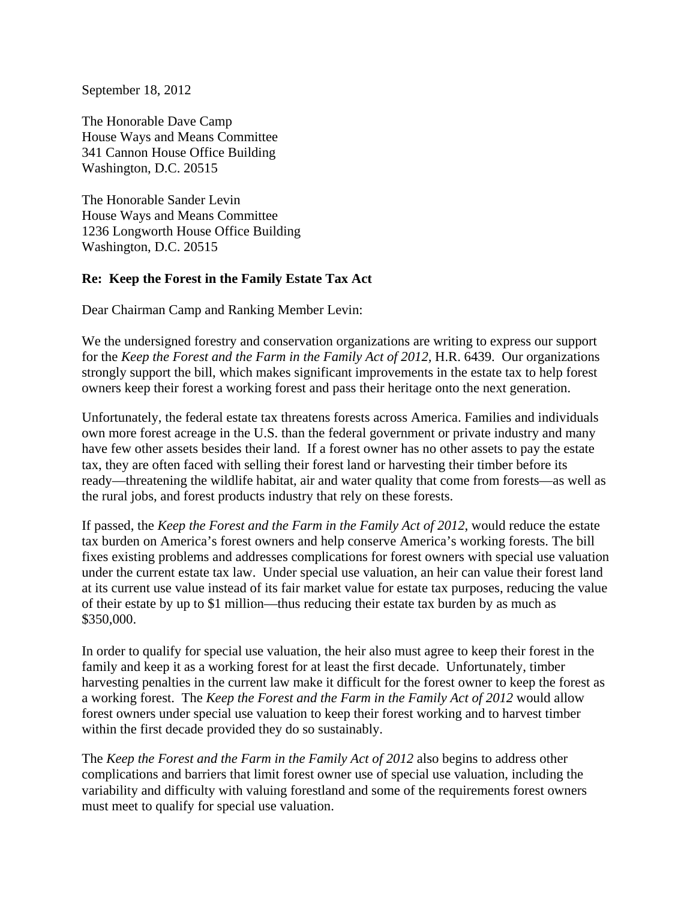September 18, 2012

The Honorable Dave Camp
House Ways and Means Committee
341 Cannon House Office Building
Washington, D.C. 20515

The Honorable Sander Levin
House Ways and Means Committee
1236 Longworth House Office Building
Washington, D.C. 20515

**Re: Keep the Forest in the Family Estate Tax Act**

Dear Chairman Camp and Ranking Member Levin:

We the undersigned forestry and conservation organizations are writing to express our support for the *Keep the Forest and the Farm in the Family Act of 2012*, H.R. 6439. Our organizations strongly support the bill, which makes significant improvements in the estate tax to help forest owners keep their forest a working forest and pass their heritage onto the next generation.

Unfortunately, the federal estate tax threatens forests across America. Families and individuals own more forest acreage in the U.S. than the federal government or private industry and many have few other assets besides their land. If a forest owner has no other assets to pay the estate tax, they are often faced with selling their forest land or harvesting their timber before its ready—threatening the wildlife habitat, air and water quality that come from forests—as well as the rural jobs, and forest products industry that rely on these forests.

If passed, the *Keep the Forest and the Farm in the Family Act of 2012*, would reduce the estate tax burden on America's forest owners and help conserve America's working forests. The bill fixes existing problems and addresses complications for forest owners with special use valuation under the current estate tax law. Under special use valuation, an heir can value their forest land at its current use value instead of its fair market value for estate tax purposes, reducing the value of their estate by up to $1 million—thus reducing their estate tax burden by as much as $350,000.

In order to qualify for special use valuation, the heir also must agree to keep their forest in the family and keep it as a working forest for at least the first decade. Unfortunately, timber harvesting penalties in the current law make it difficult for the forest owner to keep the forest as a working forest. The *Keep the Forest and the Farm in the Family Act of 2012* would allow forest owners under special use valuation to keep their forest working and to harvest timber within the first decade provided they do so sustainably.

The *Keep the Forest and the Farm in the Family Act of 2012* also begins to address other complications and barriers that limit forest owner use of special use valuation, including the variability and difficulty with valuing forestland and some of the requirements forest owners must meet to qualify for special use valuation.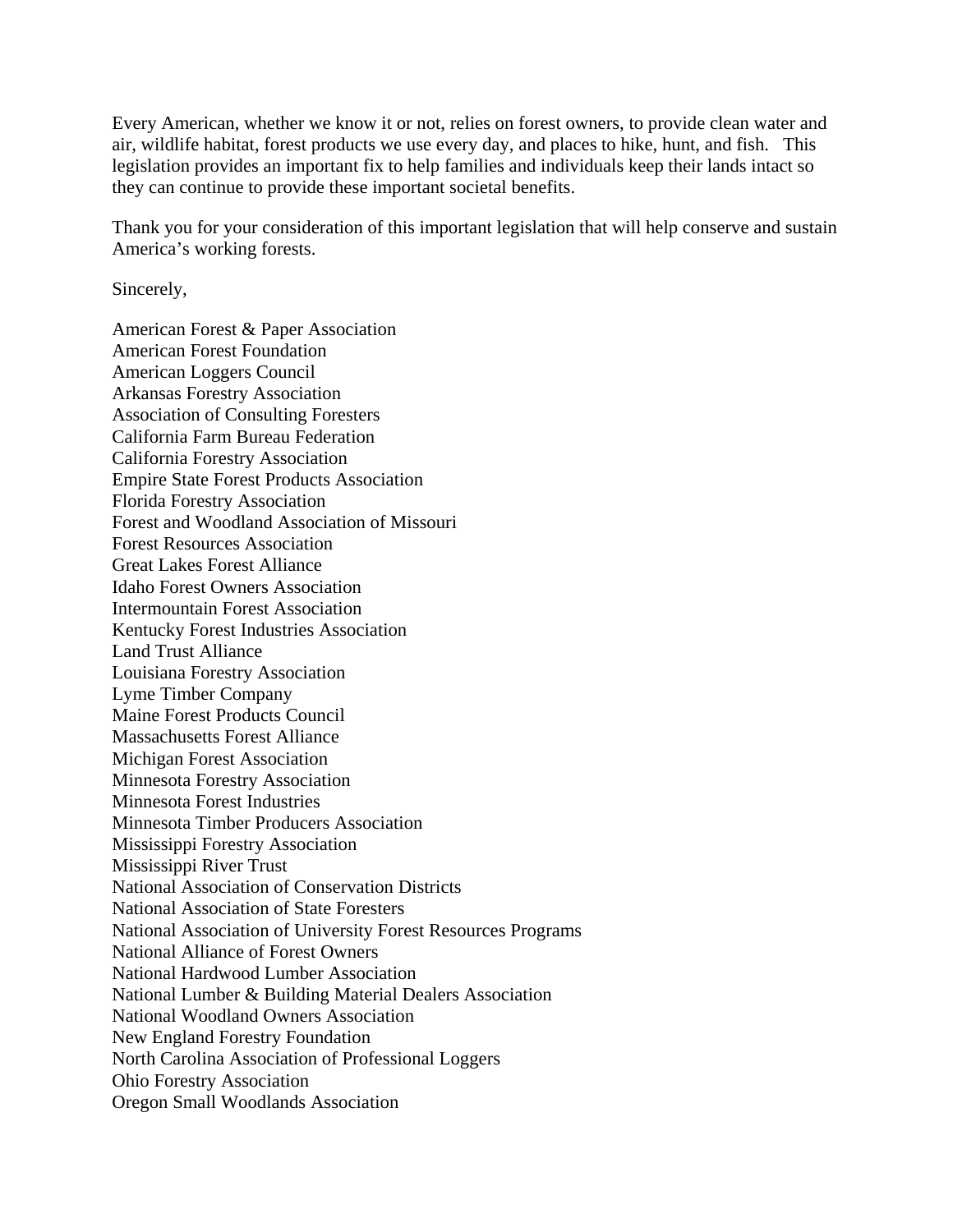Every American, whether we know it or not, relies on forest owners, to provide clean water and air, wildlife habitat, forest products we use every day, and places to hike, hunt, and fish. This legislation provides an important fix to help families and individuals keep their lands intact so they can continue to provide these important societal benefits.

Thank you for your consideration of this important legislation that will help conserve and sustain America's working forests.

Sincerely,

American Forest & Paper Association  
American Forest Foundation  
American Loggers Council  
Arkansas Forestry Association  
Association of Consulting Foresters  
California Farm Bureau Federation  
California Forestry Association  
Empire State Forest Products Association  
Florida Forestry Association  
Forest and Woodland Association of Missouri  
Forest Resources Association  
Great Lakes Forest Alliance  
Idaho Forest Owners Association  
Intermountain Forest Association  
Kentucky Forest Industries Association  
Land Trust Alliance  
Louisiana Forestry Association  
Lyme Timber Company  
Maine Forest Products Council  
Massachusetts Forest Alliance  
Michigan Forest Association  
Minnesota Forestry Association  
Minnesota Forest Industries  
Minnesota Timber Producers Association  
Mississippi Forestry Association  
Mississippi River Trust  
National Association of Conservation Districts  
National Association of State Foresters  
National Association of University Forest Resources Programs  
National Alliance of Forest Owners  
National Hardwood Lumber Association  
National Lumber & Building Material Dealers Association  
National Woodland Owners Association  
New England Forestry Foundation  
North Carolina Association of Professional Loggers  
Ohio Forestry Association  
Oregon Small Woodlands Association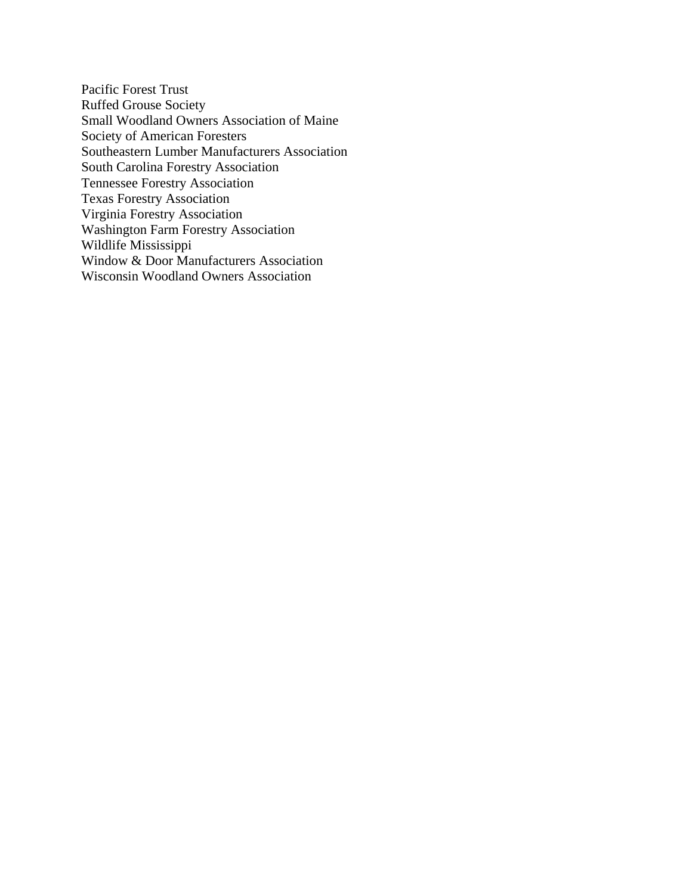Pacific Forest Trust
Ruffed Grouse Society
Small Woodland Owners Association of Maine
Society of American Foresters
Southeastern Lumber Manufacturers Association
South Carolina Forestry Association
Tennessee Forestry Association
Texas Forestry Association
Virginia Forestry Association
Washington Farm Forestry Association
Wildlife Mississippi
Window & Door Manufacturers Association
Wisconsin Woodland Owners Association